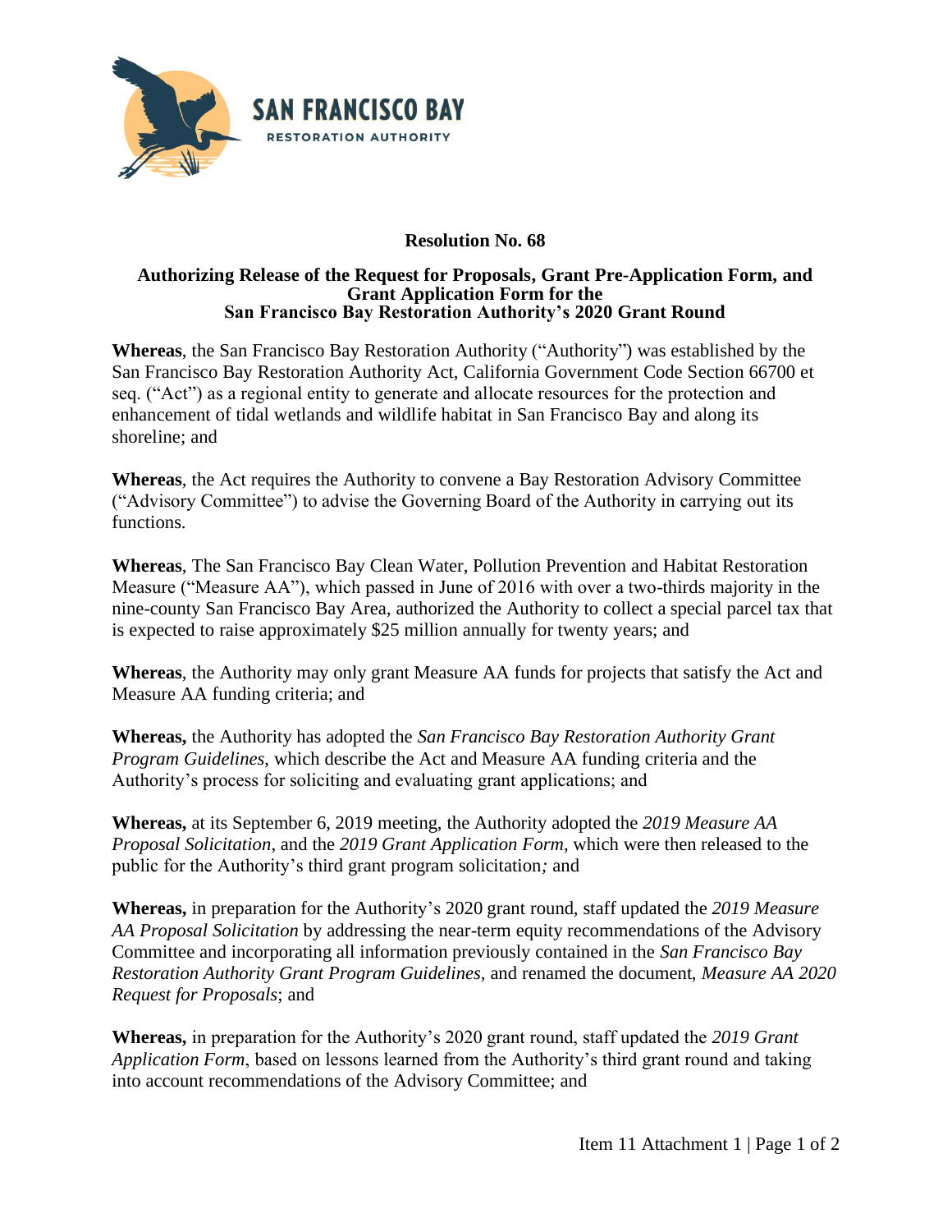SAN FRANCISCO BAY
RESTORATION AUTHORITY

# Resolution No. 68

## Authorizing Release of the Request for Proposals, Grant Pre-Application Form, and Grant Application Form for the San Francisco Bay Restoration Authority's 2020 Grant Round

**Whereas**, the San Francisco Bay Restoration Authority ("Authority") was established by the San Francisco Bay Restoration Authority Act, California Government Code Section 66700 et seq. ("Act") as a regional entity to generate and allocate resources for the protection and enhancement of tidal wetlands and wildlife habitat in San Francisco Bay and along its shoreline; and

**Whereas**, the Act requires the Authority to convene a Bay Restoration Advisory Committee ("Advisory Committee") to advise the Governing Board of the Authority in carrying out its functions.

**Whereas**, The San Francisco Bay Clean Water, Pollution Prevention and Habitat Restoration Measure ("Measure AA"), which passed in June of 2016 with over a two-thirds majority in the nine-county San Francisco Bay Area, authorized the Authority to collect a special parcel tax that is expected to raise approximately $25 million annually for twenty years; and

**Whereas**, the Authority may only grant Measure AA funds for projects that satisfy the Act and Measure AA funding criteria; and

**Whereas,** the Authority has adopted the *San Francisco Bay Restoration Authority Grant Program Guidelines*, which describe the Act and Measure AA funding criteria and the Authority's process for soliciting and evaluating grant applications; and

**Whereas,** at its September 6, 2019 meeting, the Authority adopted the *2019 Measure AA Proposal Solicitation*, and the *2019 Grant Application Form*, which were then released to the public for the Authority's third grant program solicitation*;* and

**Whereas,** in preparation for the Authority's 2020 grant round, staff updated the *2019 Measure AA Proposal Solicitation* by addressing the near-term equity recommendations of the Advisory Committee and incorporating all information previously contained in the *San Francisco Bay Restoration Authority Grant Program Guidelines*, and renamed the document, *Measure AA 2020 Request for Proposals*; and

**Whereas,** in preparation for the Authority's 2020 grant round, staff updated the *2019 Grant Application Form*, based on lessons learned from the Authority's third grant round and taking into account recommendations of the Advisory Committee; and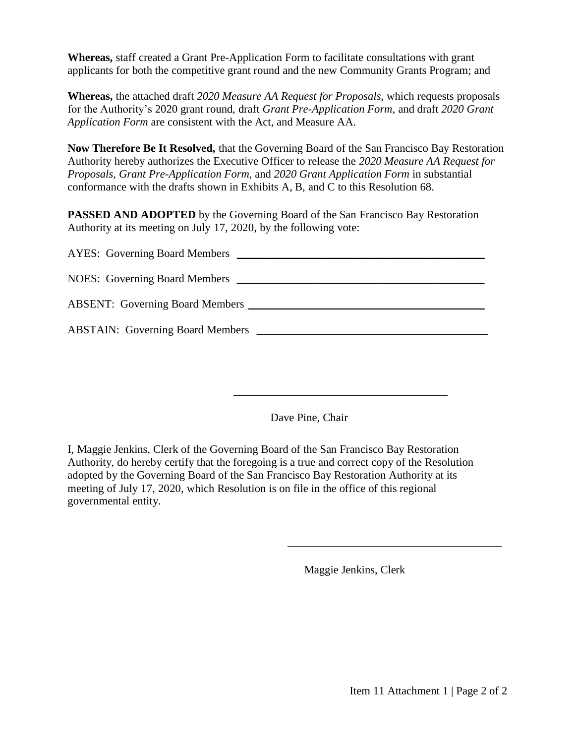**Whereas,** staff created a Grant Pre-Application Form to facilitate consultations with grant applicants for both the competitive grant round and the new Community Grants Program; and

**Whereas,** the attached draft *2020 Measure AA Request for Proposals*, which requests proposals for the Authority's 2020 grant round, draft *Grant Pre-Application Form*, and draft *2020 Grant Application Form* are consistent with the Act, and Measure AA.

**Now Therefore Be It Resolved,** that the Governing Board of the San Francisco Bay Restoration Authority hereby authorizes the Executive Officer to release the *2020 Measure AA Request for Proposals, Grant Pre-Application Form,* and *2020 Grant Application Form* in substantial conformance with the drafts shown in Exhibits A, B, and C to this Resolution 68.

**PASSED AND ADOPTED** by the Governing Board of the San Francisco Bay Restoration Authority at its meeting on July 17, 2020, by the following vote:

AYES: Governing Board Members ____________________________________________

NOES: Governing Board Members ____________________________________________

ABSENT: Governing Board Members __________________________________________

ABSTAIN: Governing Board Members _________________________________________

_____________________________________

Dave Pine, Chair

I, Maggie Jenkins, Clerk of the Governing Board of the San Francisco Bay Restoration Authority, do hereby certify that the foregoing is a true and correct copy of the Resolution adopted by the Governing Board of the San Francisco Bay Restoration Authority at its meeting of July 17, 2020, which Resolution is on file in the office of this regional governmental entity.

_____________________________________

Maggie Jenkins, Clerk